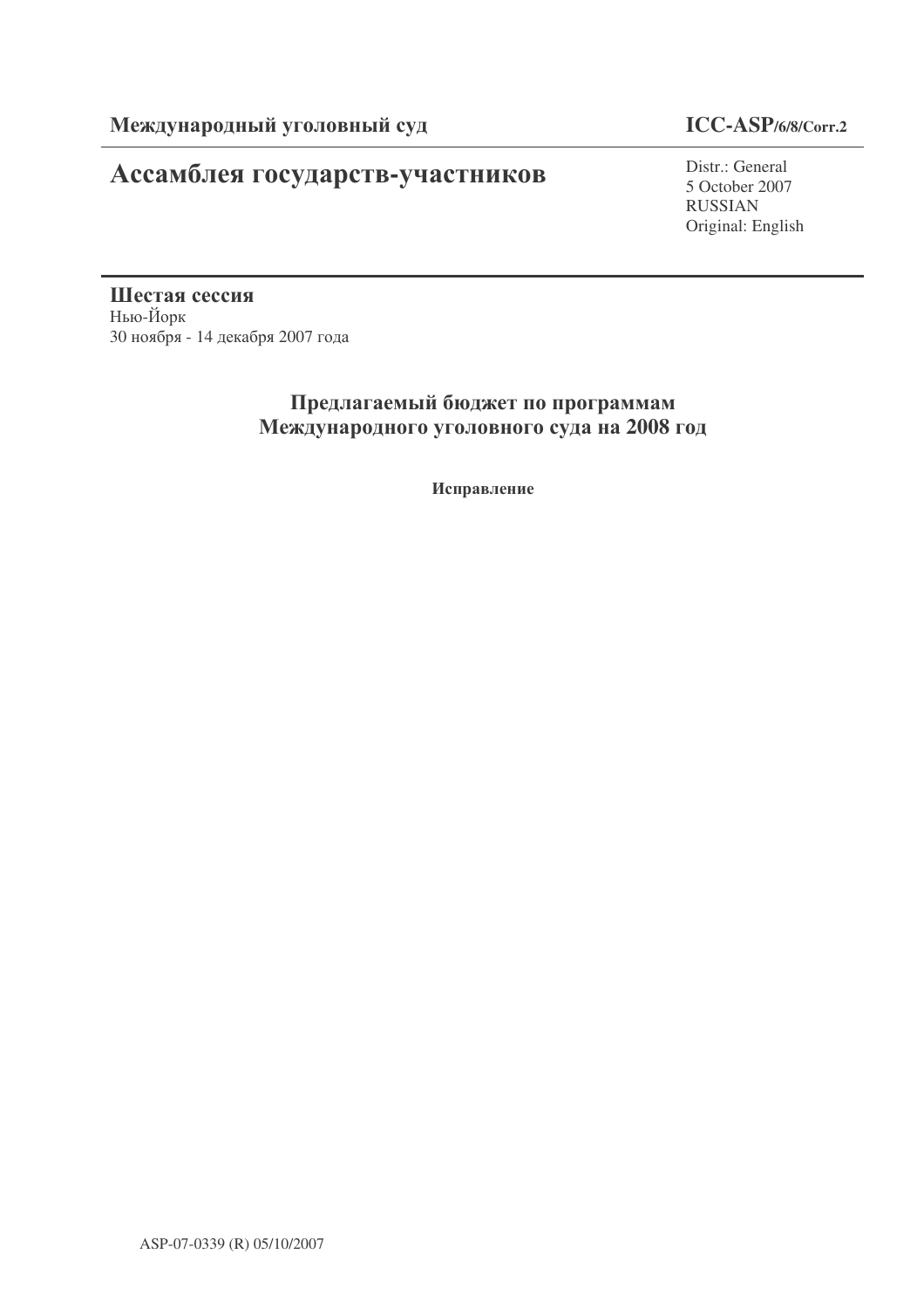**Международный уголовный суд** **ICC-ASP/6/8/Corr.2**

# Ассамблея государств-участников

Distr.: General
5 October 2007
RUSSIAN
Original: English

**Шестая сессия**
Нью-Йорк
30 ноября - 14 декабря 2007 года

## Предлагаемый бюджет по программам Международного уголовного суда на 2008 год

**Исправление**

ASP-07-0339 (R) 05/10/2007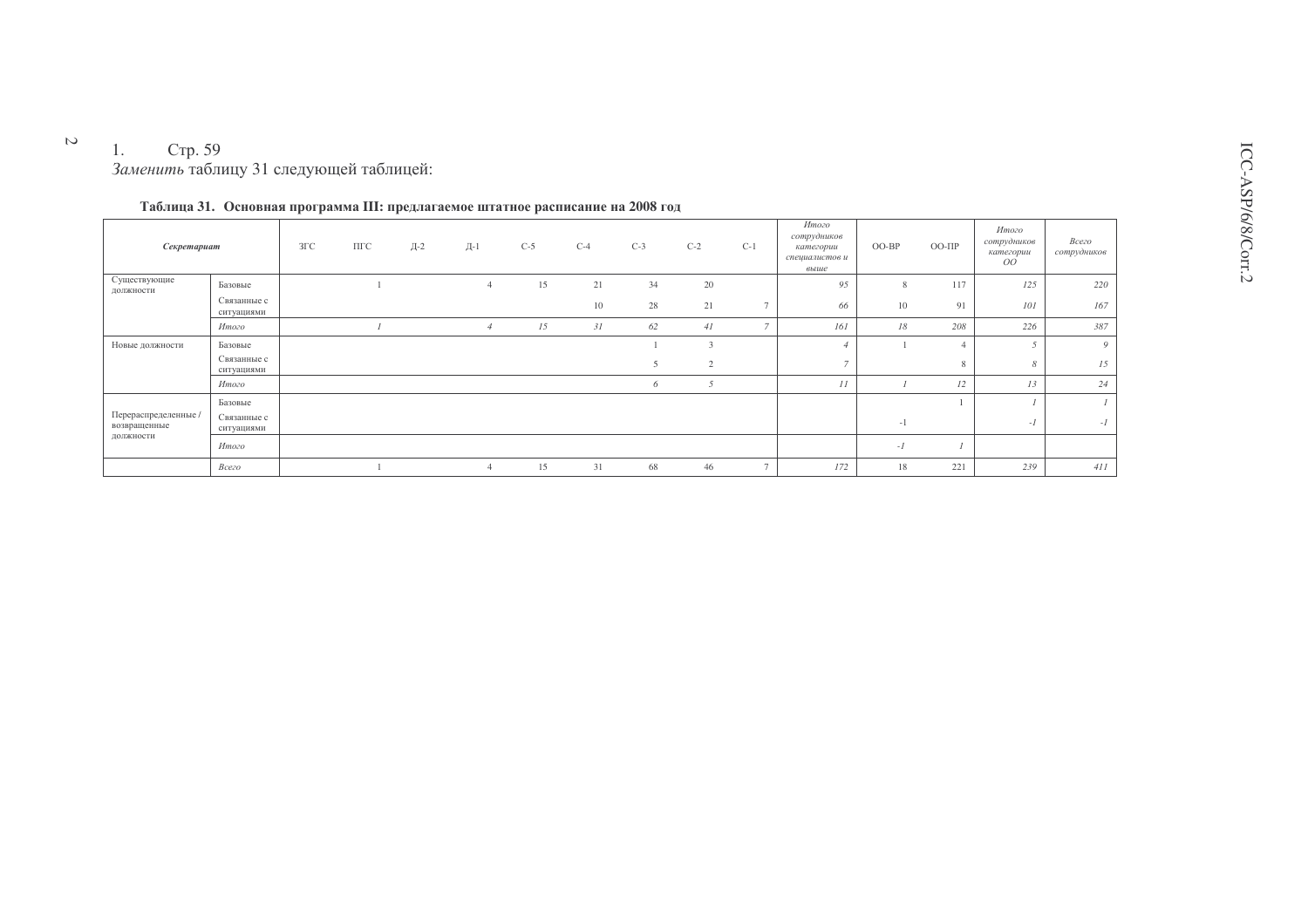1. Стр. 59

*Заменить* таблицу 31 следующей таблицей:

**Таблица 31. Основная программа III: предлагаемое штатное расписание на 2008 год**

| *Секретариат* | | ЗГС | ПГС | Д-2 | Д-1 | С-5 | С-4 | С-3 | С-2 | С-1 | *Итого сотрудников категории специалистов и выше* | ОО-ВР | ОО-ПР | *Итого сотрудников категории ОО* | *Всего сотрудников* |
|---|---|---|---|---|---|---|---|---|---|---|---|---|---|---|---|
| Существующие должности | Базовые | | 1 | | 4 | 15 | 21 | 34 | 20 | | *95* | 8 | 117 | *125* | *220* |
| | Связанные с ситуациями | | | | | | 10 | 28 | 21 | 7 | *66* | 10 | 91 | *101* | *167* |
| | *Итого* | | *1* | | *4* | *15* | *31* | *62* | *41* | *7* | *161* | *18* | *208* | *226* | *387* |
| Новые должности | Базовые | | | | | | | 1 | 3 | | *4* | 1 | 4 | *5* | *9* |
| | Связанные с ситуациями | | | | | | | 5 | 2 | | *7* | | 8 | *8* | *15* |
| | *Итого* | | | | | | | *6* | *5* | | *11* | *1* | *12* | *13* | *24* |
| Перераспределенные / возвращенные должности | Базовые | | | | | | | | | | | | 1 | *1* | *1* |
| | Связанные с ситуациями | | | | | | | | | | | -1 | | *-1* | *-1* |
| | *Итого* | | | | | | | | | | | *-1* | *1* | | |
| | *Всего* | | 1 | | 4 | 15 | 31 | 68 | 46 | 7 | *172* | 18 | 221 | *239* | *411* |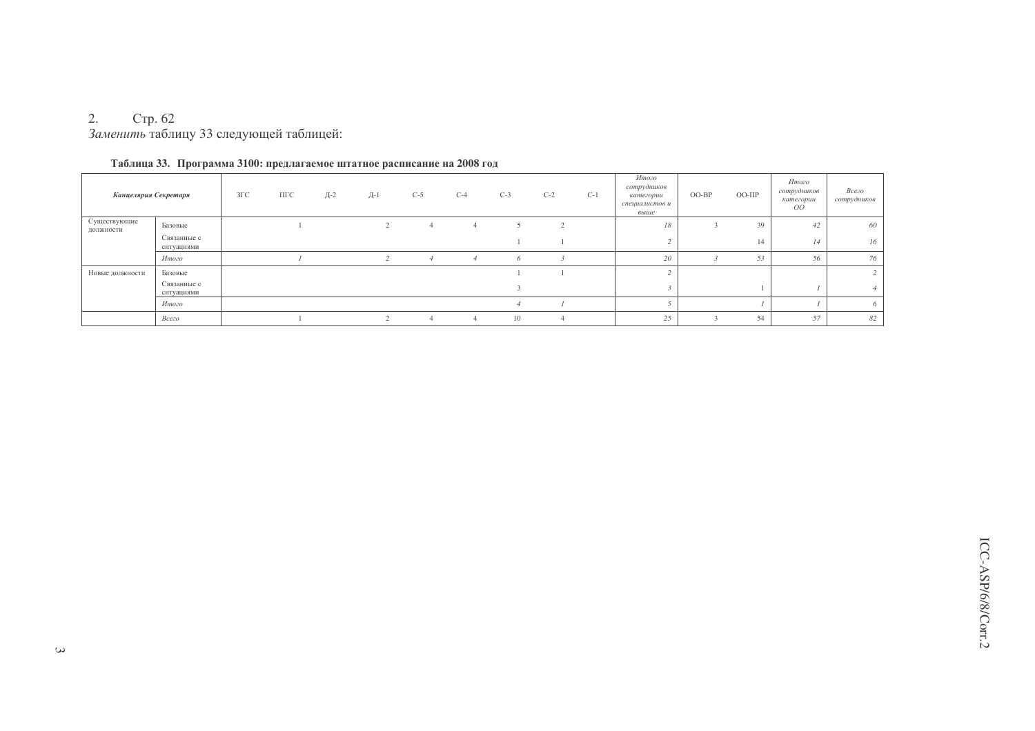2. Стр. 62

*Заменить* таблицу 33 следующей таблицей:

**Таблица 33. Программа 3100: предлагаемое штатное расписание на 2008 год**

| *Канцелярия Секретаря* | | ЗГС | ПГС | Д-2 | Д-1 | С-5 | С-4 | С-3 | С-2 | С-1 | *Итого сотрудников категории специалистов и выше* | ОО-ВР | ОО-ПР | *Итого сотрудников категории ОО* | *Всего сотрудников* |
|---|---|---|---|---|---|---|---|---|---|---|---|---|---|---|---|
| Существующие должности | Базовые | | 1 | | 2 | 4 | 4 | 5 | 2 | | *18* | 3 | 39 | *42* | *60* |
| | Связанные с ситуациями | | | | | | | 1 | 1 | | *2* | | 14 | *14* | *16* |
| | *Итого* | | *1* | | *2* | *4* | *4* | *6* | *3* | | *20* | *3* | *53* | *56* | *76* |
| Новые должности | Базовые | | | | | | | 1 | 1 | | *2* | | | | *2* |
| | Связанные с ситуациями | | | | | | | 3 | | | *3* | | 1 | *1* | *4* |
| | *Итого* | | | | | | | *4* | *1* | | *5* | | *1* | *1* | *6* |
| | *Всего* | | 1 | | 2 | 4 | 4 | 10 | 4 | | *25* | 3 | 54 | *57* | *82* |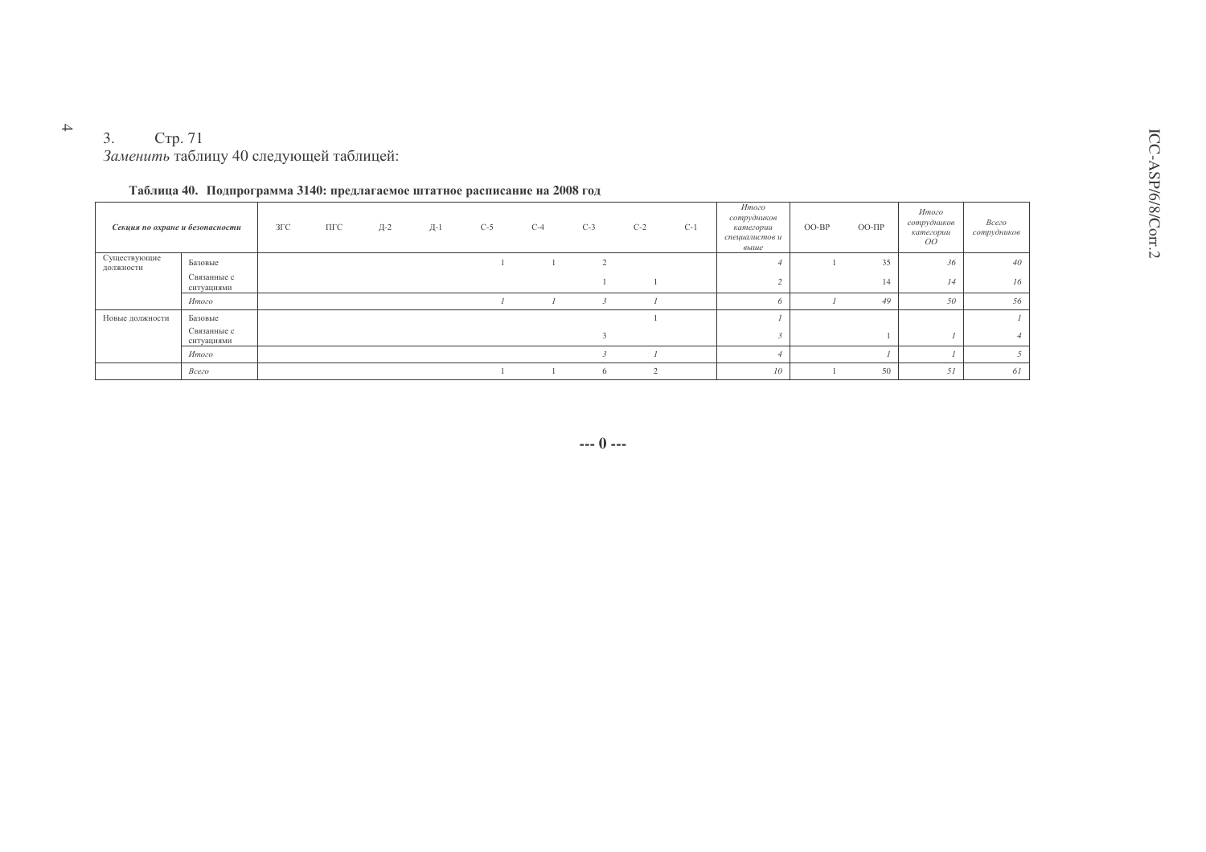3. Стр. 71

*Заменить* таблицу 40 следующей таблицей:

**Таблица 40. Подпрограмма 3140: предлагаемое штатное расписание на 2008 год**

| *Секция по охране и безопасности* | | ЗГС | ПГС | Д-2 | Д-1 | С-5 | С-4 | С-3 | С-2 | С-1 | *Итого сотрудников категории специалистов и выше* | ОО-ВР | ОО-ПР | *Итого сотрудников категории ОО* | *Всего сотрудников* |
|---|---|---|---|---|---|---|---|---|---|---|---|---|---|---|---|
| Существующие должности | Базовые | | | | | 1 | 1 | 2 | | | *4* | 1 | 35 | *36* | *40* |
| | Связанные с ситуациями | | | | | | | 1 | 1 | | *2* | | 14 | *14* | *16* |
| | *Итого* | | | | | *1* | *1* | *3* | *1* | | *6* | *1* | *49* | *50* | *56* |
| Новые должности | Базовые | | | | | | | | 1 | | *1* | | | | *1* |
| | Связанные с ситуациями | | | | | | | 3 | | | *3* | | 1 | *1* | *4* |
| | *Итого* | | | | | | | *3* | *1* | | *4* | | *1* | *1* | *5* |
| | *Всего* | | | | | 1 | 1 | 6 | 2 | | *10* | 1 | 50 | *51* | *61* |

--- 0 ---